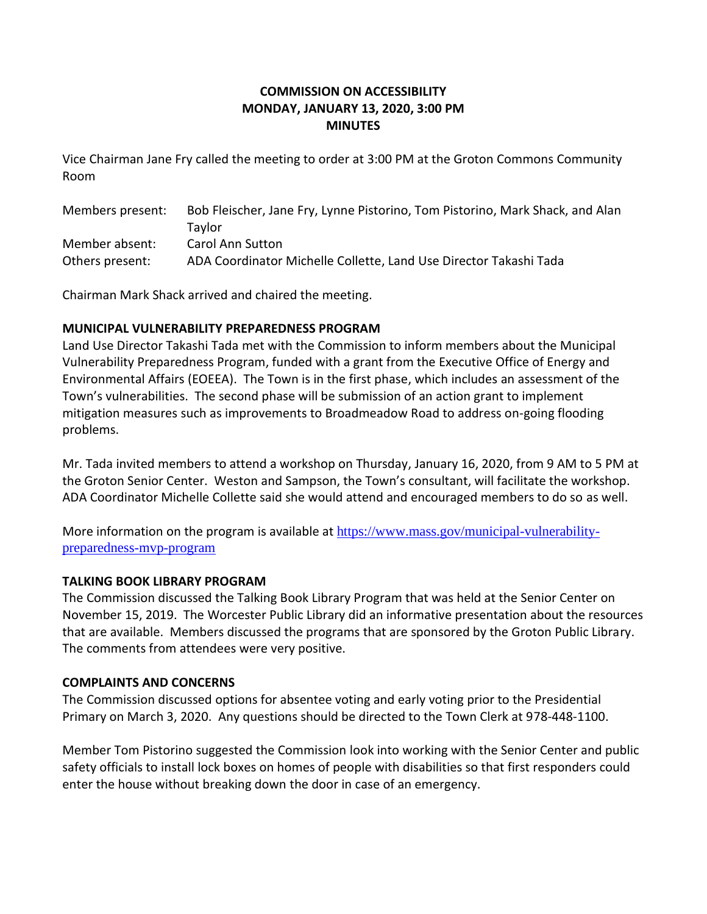# COMMISSION ON ACCESSIBILITY
## MONDAY, JANUARY 13, 2020, 3:00 PM
## MINUTES

Vice Chairman Jane Fry called the meeting to order at 3:00 PM at the Groton Commons Community Room

| | |
|---|---|
| Members present: | Bob Fleischer, Jane Fry, Lynne Pistorino, Tom Pistorino, Mark Shack, and Alan Taylor |
| Member absent: | Carol Ann Sutton |
| Others present: | ADA Coordinator Michelle Collette, Land Use Director Takashi Tada |

Chairman Mark Shack arrived and chaired the meeting.

**MUNICIPAL VULNERABILITY PREPAREDNESS PROGRAM**

Land Use Director Takashi Tada met with the Commission to inform members about the Municipal Vulnerability Preparedness Program, funded with a grant from the Executive Office of Energy and Environmental Affairs (EOEEA). The Town is in the first phase, which includes an assessment of the Town's vulnerabilities. The second phase will be submission of an action grant to implement mitigation measures such as improvements to Broadmeadow Road to address on-going flooding problems.

Mr. Tada invited members to attend a workshop on Thursday, January 16, 2020, from 9 AM to 5 PM at the Groton Senior Center. Weston and Sampson, the Town's consultant, will facilitate the workshop. ADA Coordinator Michelle Collette said she would attend and encouraged members to do so as well.

More information on the program is available at https://www.mass.gov/municipal-vulnerability-preparedness-mvp-program

**TALKING BOOK LIBRARY PROGRAM**

The Commission discussed the Talking Book Library Program that was held at the Senior Center on November 15, 2019. The Worcester Public Library did an informative presentation about the resources that are available. Members discussed the programs that are sponsored by the Groton Public Library. The comments from attendees were very positive.

**COMPLAINTS AND CONCERNS**

The Commission discussed options for absentee voting and early voting prior to the Presidential Primary on March 3, 2020. Any questions should be directed to the Town Clerk at 978-448-1100.

Member Tom Pistorino suggested the Commission look into working with the Senior Center and public safety officials to install lock boxes on homes of people with disabilities so that first responders could enter the house without breaking down the door in case of an emergency.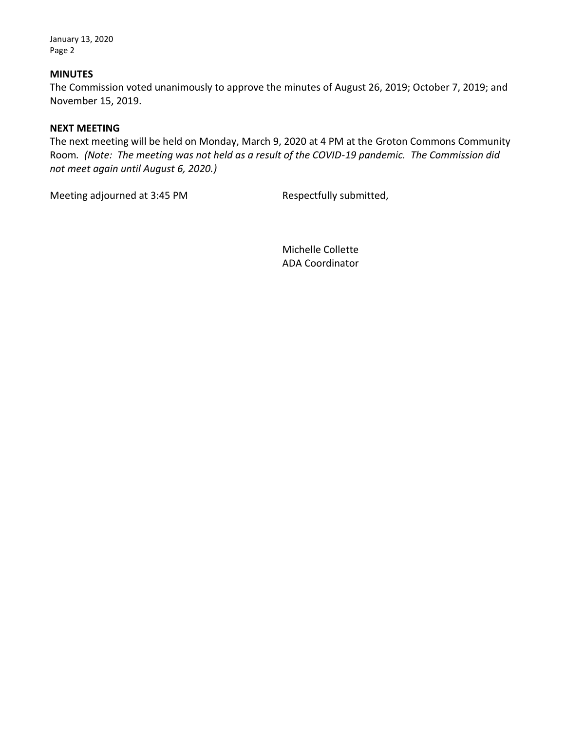**MINUTES**

The Commission voted unanimously to approve the minutes of August 26, 2019; October 7, 2019; and November 15, 2019.

**NEXT MEETING**

The next meeting will be held on Monday, March 9, 2020 at 4 PM at the Groton Commons Community Room. *(Note: The meeting was not held as a result of the COVID-19 pandemic. The Commission did not meet again until August 6, 2020.)*

Meeting adjourned at 3:45 PM

Respectfully submitted,

Michelle Collette
ADA Coordinator